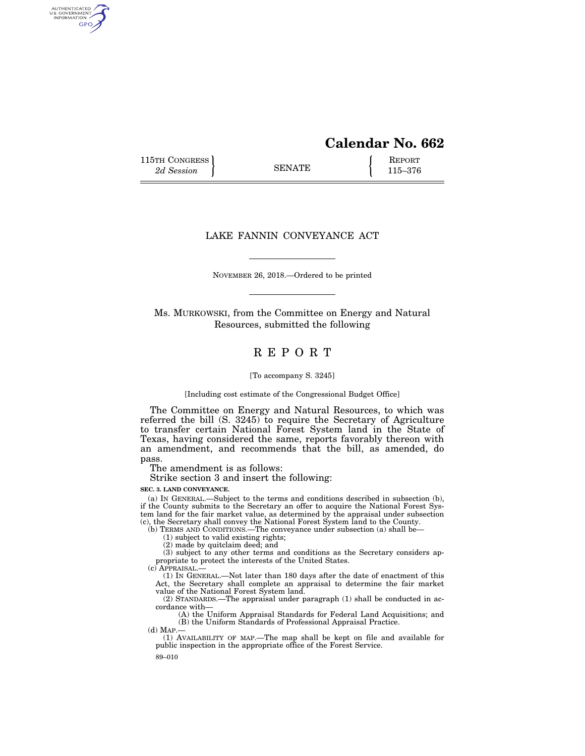# Calendar No. 662

115TH CONGRESS
*2d Session*

SENATE

REPORT
115–376

## LAKE FANNIN CONVEYANCE ACT

NOVEMBER 26, 2018.—Ordered to be printed

Ms. MURKOWSKI, from the Committee on Energy and Natural Resources, submitted the following

# REPORT

[To accompany S. 3245]

[Including cost estimate of the Congressional Budget Office]

The Committee on Energy and Natural Resources, to which was referred the bill (S. 3245) to require the Secretary of Agriculture to transfer certain National Forest System land in the State of Texas, having considered the same, reports favorably thereon with an amendment, and recommends that the bill, as amended, do pass.

The amendment is as follows:

Strike section 3 and insert the following:

**SEC. 3. LAND CONVEYANCE.**

(a) IN GENERAL.—Subject to the terms and conditions described in subsection (b), if the County submits to the Secretary an offer to acquire the National Forest System land for the fair market value, as determined by the appraisal under subsection (c), the Secretary shall convey the National Forest System land to the County.

(b) TERMS AND CONDITIONS.—The conveyance under subsection (a) shall be—

(1) subject to valid existing rights;

(2) made by quitclaim deed; and

(3) subject to any other terms and conditions as the Secretary considers appropriate to protect the interests of the United States.

(c) APPRAISAL.—

(1) IN GENERAL.—Not later than 180 days after the date of enactment of this Act, the Secretary shall complete an appraisal to determine the fair market value of the National Forest System land.

(2) STANDARDS.—The appraisal under paragraph (1) shall be conducted in accordance with—

(A) the Uniform Appraisal Standards for Federal Land Acquisitions; and

(B) the Uniform Standards of Professional Appraisal Practice.

(d) MAP.—

(1) AVAILABILITY OF MAP.—The map shall be kept on file and available for public inspection in the appropriate office of the Forest Service.

89–010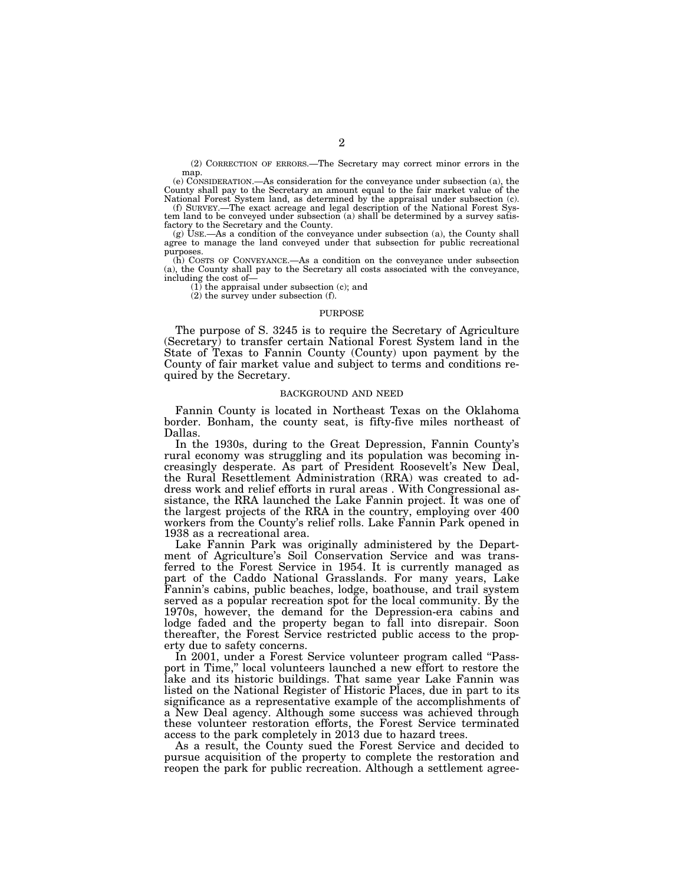(2) CORRECTION OF ERRORS.—The Secretary may correct minor errors in the map.

(e) CONSIDERATION.—As consideration for the conveyance under subsection (a), the County shall pay to the Secretary an amount equal to the fair market value of the National Forest System land, as determined by the appraisal under subsection (c).

(f) SURVEY.—The exact acreage and legal description of the National Forest System land to be conveyed under subsection (a) shall be determined by a survey satisfactory to the Secretary and the County.

(g) USE.—As a condition of the conveyance under subsection (a), the County shall agree to manage the land conveyed under that subsection for public recreational purposes.

(h) COSTS OF CONVEYANCE.—As a condition on the conveyance under subsection (a), the County shall pay to the Secretary all costs associated with the conveyance, including the cost of—

(1) the appraisal under subsection (c); and

(2) the survey under subsection (f).

## PURPOSE

The purpose of S. 3245 is to require the Secretary of Agriculture (Secretary) to transfer certain National Forest System land in the State of Texas to Fannin County (County) upon payment by the County of fair market value and subject to terms and conditions required by the Secretary.

## BACKGROUND AND NEED

Fannin County is located in Northeast Texas on the Oklahoma border. Bonham, the county seat, is fifty-five miles northeast of Dallas.

In the 1930s, during to the Great Depression, Fannin County's rural economy was struggling and its population was becoming increasingly desperate. As part of President Roosevelt's New Deal, the Rural Resettlement Administration (RRA) was created to address work and relief efforts in rural areas . With Congressional assistance, the RRA launched the Lake Fannin project. It was one of the largest projects of the RRA in the country, employing over 400 workers from the County's relief rolls. Lake Fannin Park opened in 1938 as a recreational area.

Lake Fannin Park was originally administered by the Department of Agriculture's Soil Conservation Service and was transferred to the Forest Service in 1954. It is currently managed as part of the Caddo National Grasslands. For many years, Lake Fannin's cabins, public beaches, lodge, boathouse, and trail system served as a popular recreation spot for the local community. By the 1970s, however, the demand for the Depression-era cabins and lodge faded and the property began to fall into disrepair. Soon thereafter, the Forest Service restricted public access to the property due to safety concerns.

In 2001, under a Forest Service volunteer program called "Passport in Time," local volunteers launched a new effort to restore the lake and its historic buildings. That same year Lake Fannin was listed on the National Register of Historic Places, due in part to its significance as a representative example of the accomplishments of a New Deal agency. Although some success was achieved through these volunteer restoration efforts, the Forest Service terminated access to the park completely in 2013 due to hazard trees.

As a result, the County sued the Forest Service and decided to pursue acquisition of the property to complete the restoration and reopen the park for public recreation. Although a settlement agree-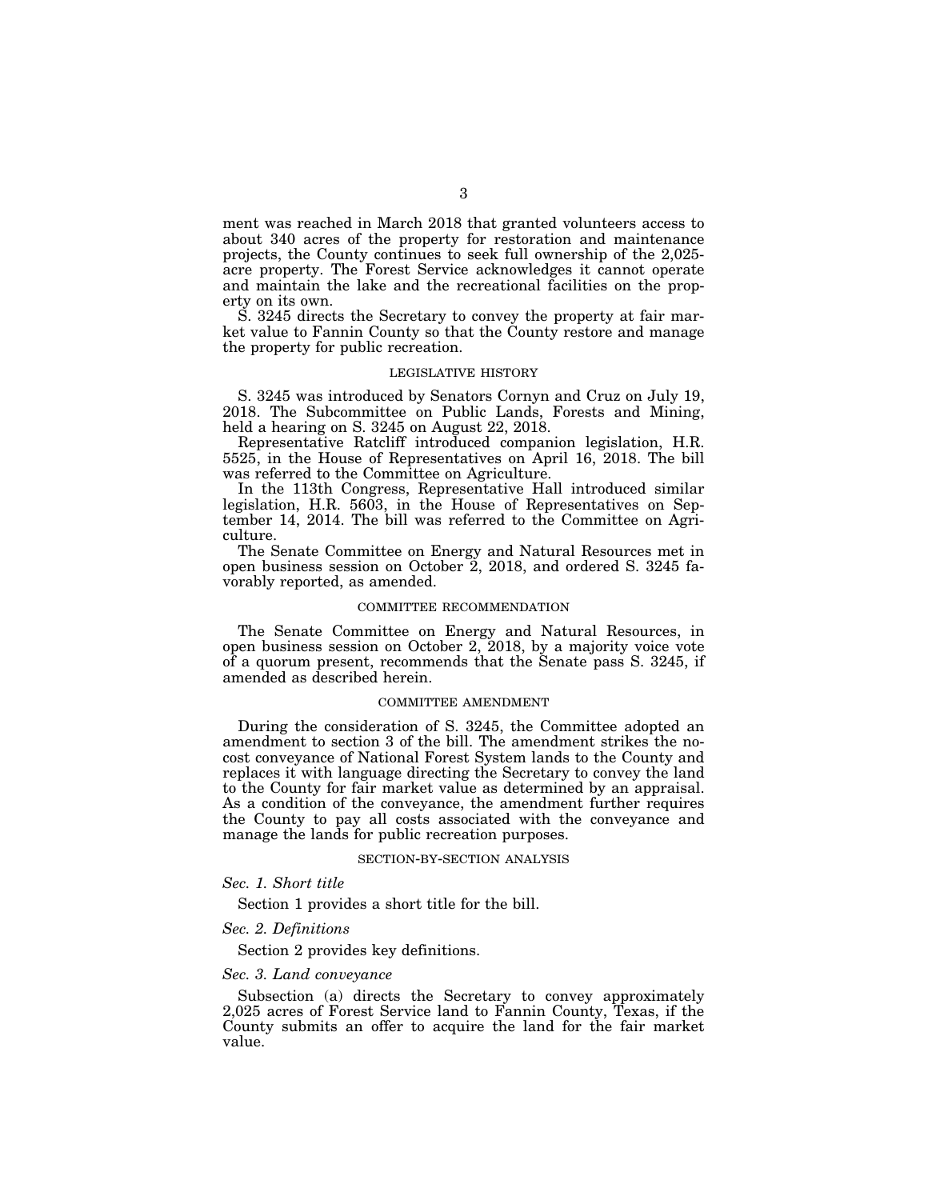ment was reached in March 2018 that granted volunteers access to about 340 acres of the property for restoration and maintenance projects, the County continues to seek full ownership of the 2,025-acre property. The Forest Service acknowledges it cannot operate and maintain the lake and the recreational facilities on the property on its own.

S. 3245 directs the Secretary to convey the property at fair market value to Fannin County so that the County restore and manage the property for public recreation.

## LEGISLATIVE HISTORY

S. 3245 was introduced by Senators Cornyn and Cruz on July 19, 2018. The Subcommittee on Public Lands, Forests and Mining, held a hearing on S. 3245 on August 22, 2018.

Representative Ratcliff introduced companion legislation, H.R. 5525, in the House of Representatives on April 16, 2018. The bill was referred to the Committee on Agriculture.

In the 113th Congress, Representative Hall introduced similar legislation, H.R. 5603, in the House of Representatives on September 14, 2014. The bill was referred to the Committee on Agriculture.

The Senate Committee on Energy and Natural Resources met in open business session on October 2, 2018, and ordered S. 3245 favorably reported, as amended.

## COMMITTEE RECOMMENDATION

The Senate Committee on Energy and Natural Resources, in open business session on October 2, 2018, by a majority voice vote of a quorum present, recommends that the Senate pass S. 3245, if amended as described herein.

## COMMITTEE AMENDMENT

During the consideration of S. 3245, the Committee adopted an amendment to section 3 of the bill. The amendment strikes the no-cost conveyance of National Forest System lands to the County and replaces it with language directing the Secretary to convey the land to the County for fair market value as determined by an appraisal. As a condition of the conveyance, the amendment further requires the County to pay all costs associated with the conveyance and manage the lands for public recreation purposes.

## SECTION-BY-SECTION ANALYSIS

### *Sec. 1. Short title*

Section 1 provides a short title for the bill.

### *Sec. 2. Definitions*

Section 2 provides key definitions.

### *Sec. 3. Land conveyance*

Subsection (a) directs the Secretary to convey approximately 2,025 acres of Forest Service land to Fannin County, Texas, if the County submits an offer to acquire the land for the fair market value.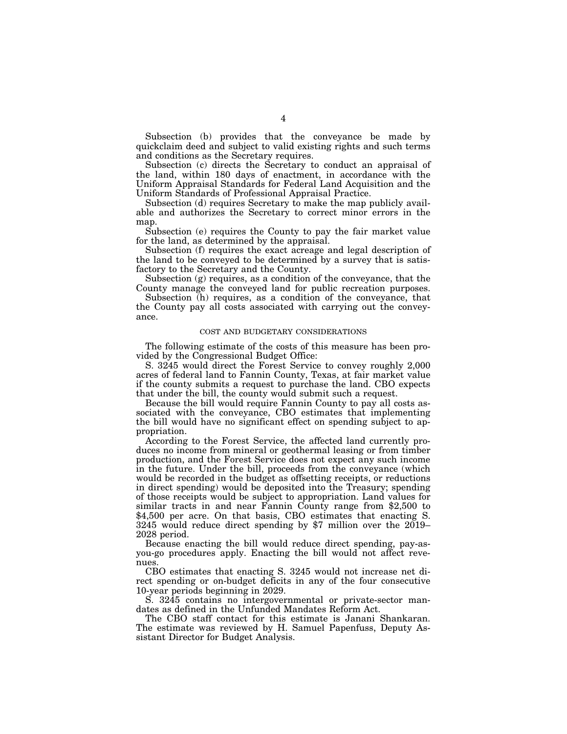Subsection (b) provides that the conveyance be made by quickclaim deed and subject to valid existing rights and such terms and conditions as the Secretary requires.

Subsection (c) directs the Secretary to conduct an appraisal of the land, within 180 days of enactment, in accordance with the Uniform Appraisal Standards for Federal Land Acquisition and the Uniform Standards of Professional Appraisal Practice.

Subsection (d) requires Secretary to make the map publicly available and authorizes the Secretary to correct minor errors in the map.

Subsection (e) requires the County to pay the fair market value for the land, as determined by the appraisal.

Subsection (f) requires the exact acreage and legal description of the land to be conveyed to be determined by a survey that is satisfactory to the Secretary and the County.

Subsection (g) requires, as a condition of the conveyance, that the County manage the conveyed land for public recreation purposes.

Subsection (h) requires, as a condition of the conveyance, that the County pay all costs associated with carrying out the conveyance.

## COST AND BUDGETARY CONSIDERATIONS

The following estimate of the costs of this measure has been provided by the Congressional Budget Office:

S. 3245 would direct the Forest Service to convey roughly 2,000 acres of federal land to Fannin County, Texas, at fair market value if the county submits a request to purchase the land. CBO expects that under the bill, the county would submit such a request.

Because the bill would require Fannin County to pay all costs associated with the conveyance, CBO estimates that implementing the bill would have no significant effect on spending subject to appropriation.

According to the Forest Service, the affected land currently produces no income from mineral or geothermal leasing or from timber production, and the Forest Service does not expect any such income in the future. Under the bill, proceeds from the conveyance (which would be recorded in the budget as offsetting receipts, or reductions in direct spending) would be deposited into the Treasury; spending of those receipts would be subject to appropriation. Land values for similar tracts in and near Fannin County range from $2,500 to $4,500 per acre. On that basis, CBO estimates that enacting S. 3245 would reduce direct spending by $7 million over the 2019–2028 period.

Because enacting the bill would reduce direct spending, pay-as-you-go procedures apply. Enacting the bill would not affect revenues.

CBO estimates that enacting S. 3245 would not increase net direct spending or on-budget deficits in any of the four consecutive 10-year periods beginning in 2029.

S. 3245 contains no intergovernmental or private-sector mandates as defined in the Unfunded Mandates Reform Act.

The CBO staff contact for this estimate is Janani Shankaran. The estimate was reviewed by H. Samuel Papenfuss, Deputy Assistant Director for Budget Analysis.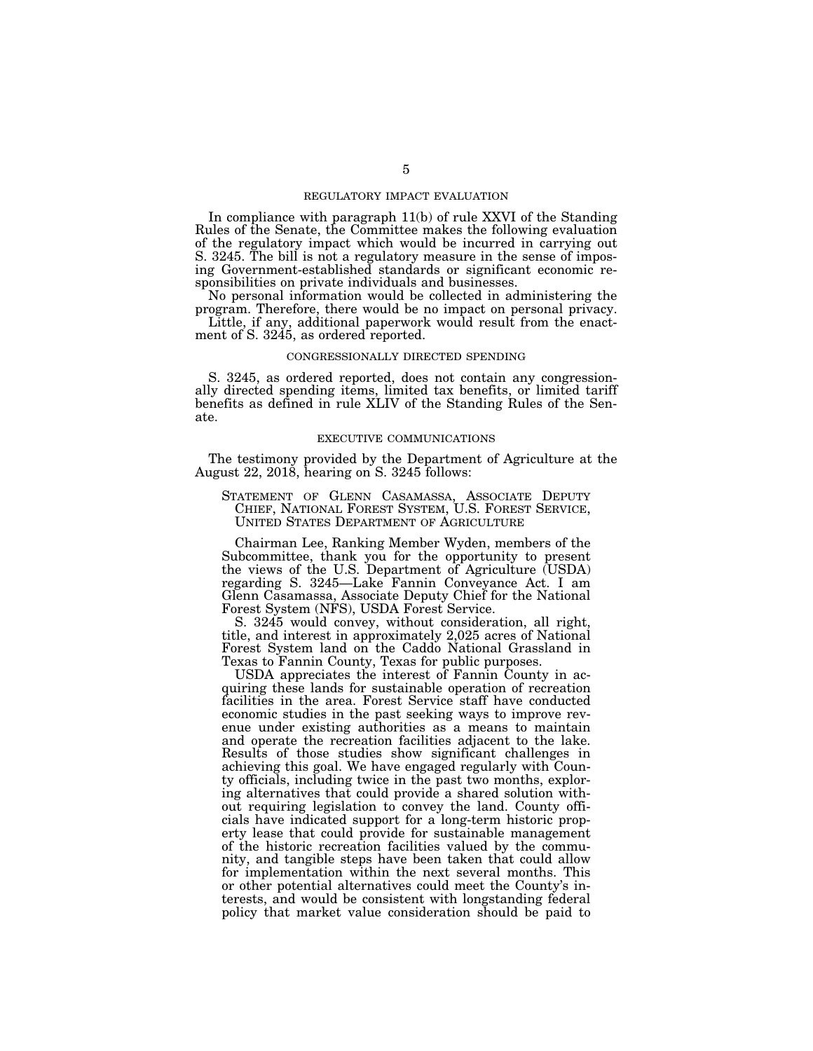## REGULATORY IMPACT EVALUATION

In compliance with paragraph 11(b) of rule XXVI of the Standing Rules of the Senate, the Committee makes the following evaluation of the regulatory impact which would be incurred in carrying out S. 3245. The bill is not a regulatory measure in the sense of imposing Government-established standards or significant economic responsibilities on private individuals and businesses.

No personal information would be collected in administering the program. Therefore, there would be no impact on personal privacy.

Little, if any, additional paperwork would result from the enactment of S. 3245, as ordered reported.

## CONGRESSIONALLY DIRECTED SPENDING

S. 3245, as ordered reported, does not contain any congressionally directed spending items, limited tax benefits, or limited tariff benefits as defined in rule XLIV of the Standing Rules of the Senate.

## EXECUTIVE COMMUNICATIONS

The testimony provided by the Department of Agriculture at the August 22, 2018, hearing on S. 3245 follows:

### STATEMENT OF GLENN CASAMASSA, ASSOCIATE DEPUTY CHIEF, NATIONAL FOREST SYSTEM, U.S. FOREST SERVICE, UNITED STATES DEPARTMENT OF AGRICULTURE

Chairman Lee, Ranking Member Wyden, members of the Subcommittee, thank you for the opportunity to present the views of the U.S. Department of Agriculture (USDA) regarding S. 3245—Lake Fannin Conveyance Act. I am Glenn Casamassa, Associate Deputy Chief for the National Forest System (NFS), USDA Forest Service.

S. 3245 would convey, without consideration, all right, title, and interest in approximately 2,025 acres of National Forest System land on the Caddo National Grassland in Texas to Fannin County, Texas for public purposes.

USDA appreciates the interest of Fannin County in acquiring these lands for sustainable operation of recreation facilities in the area. Forest Service staff have conducted economic studies in the past seeking ways to improve revenue under existing authorities as a means to maintain and operate the recreation facilities adjacent to the lake. Results of those studies show significant challenges in achieving this goal. We have engaged regularly with County officials, including twice in the past two months, exploring alternatives that could provide a shared solution without requiring legislation to convey the land. County officials have indicated support for a long-term historic property lease that could provide for sustainable management of the historic recreation facilities valued by the community, and tangible steps have been taken that could allow for implementation within the next several months. This or other potential alternatives could meet the County's interests, and would be consistent with longstanding federal policy that market value consideration should be paid to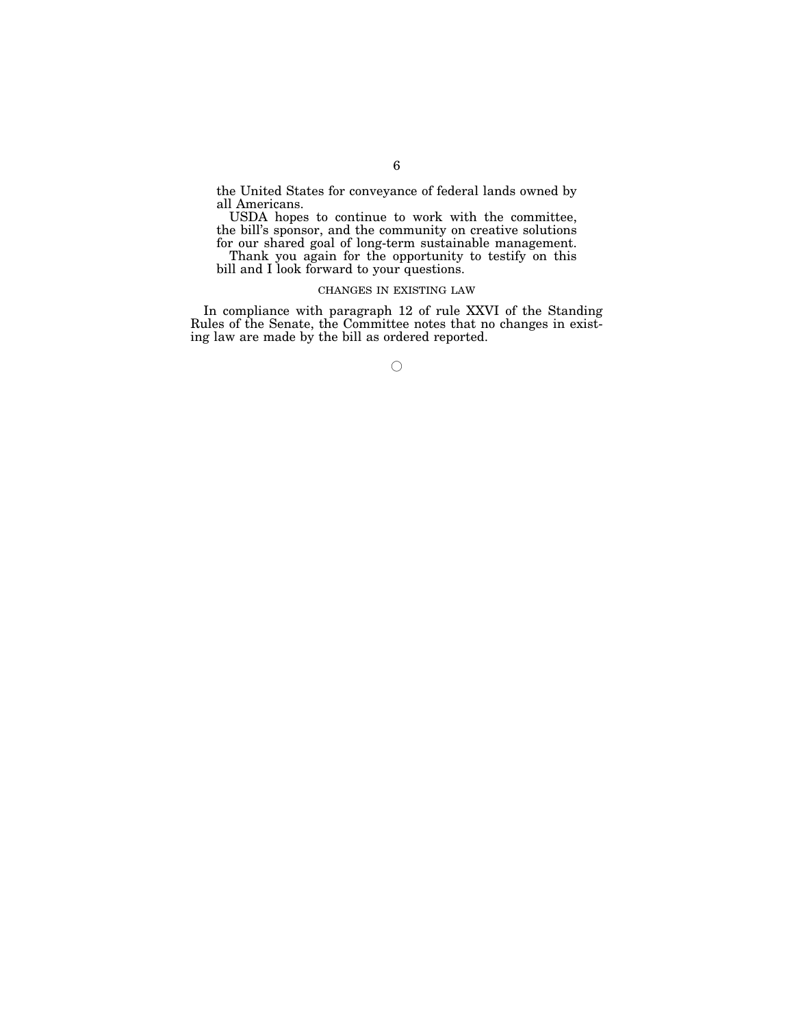the United States for conveyance of federal lands owned by all Americans.

USDA hopes to continue to work with the committee, the bill's sponsor, and the community on creative solutions for our shared goal of long-term sustainable management.

Thank you again for the opportunity to testify on this bill and I look forward to your questions.

## CHANGES IN EXISTING LAW

In compliance with paragraph 12 of rule XXVI of the Standing Rules of the Senate, the Committee notes that no changes in existing law are made by the bill as ordered reported.

○